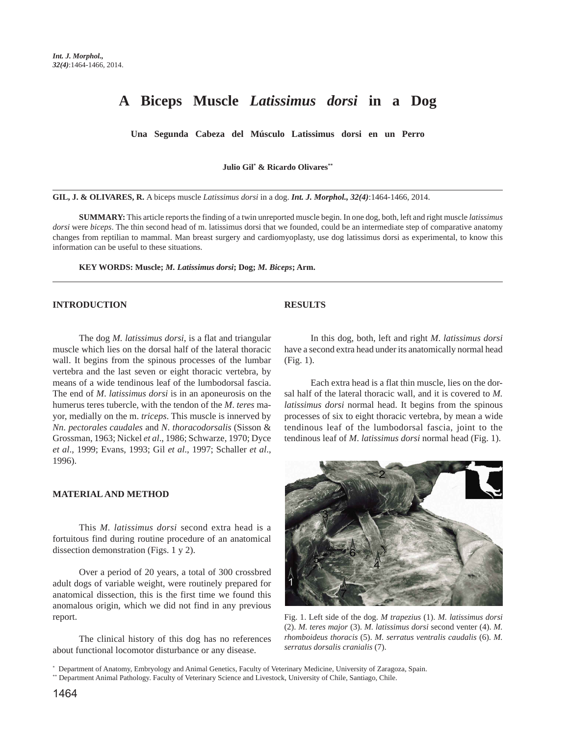# A Biceps Muscle *Latissimus dorsi* in a Dog

**Una Segunda Cabeza del Músculo Latissimus dorsi en un Perro**

**Julio Gil[*] & Ricardo Olivares[**]**

---

**GIL, J. & OLIVARES, R.** A biceps muscle *Latissimus dorsi* in a dog. ***Int. J. Morphol., 32(4)***:1464-1466, 2014.

**SUMMARY:** This article reports the finding of a twin unreported muscle begin. In one dog, both, left and right muscle *latissimus dorsi* were *biceps*. The thin second head of m. latissimus dorsi that we founded, could be an intermediate step of comparative anatomy changes from reptilian to mammal. Man breast surgery and cardiomyoplasty, use dog latissimus dorsi as experimental, to know this information can be useful to these situations.

**KEY WORDS: Muscle; *M. Latissimus dorsi*; Dog; *M. Biceps*; Arm.**

---

## INTRODUCTION

The dog *M. latissimus dorsi*, is a flat and triangular muscle which lies on the dorsal half of the lateral thoracic wall. It begins from the spinous processes of the lumbar vertebra and the last seven or eight thoracic vertebra, by means of a wide tendinous leaf of the lumbodorsal fascia. The end of *M. latissimus dorsi* is in an aponeurosis on the humerus teres tubercle, with the tendon of the *M. teres* mayor, medially on the m. *triceps*. This muscle is innerved by *Nn. pectorales caudales* and *N. thoracodorsalis* (Sisson & Grossman, 1963; Nickel *et al*., 1986; Schwarze, 1970; Dyce *et al*., 1999; Evans, 1993; Gil *et al*., 1997; Schaller *et al*., 1996).

## MATERIAL AND METHOD

This *M. latissimus dorsi* second extra head is a fortuitous find during routine procedure of an anatomical dissection demonstration (Figs. 1 y 2).

Over a period of 20 years, a total of 300 crossbred adult dogs of variable weight, were routinely prepared for anatomical dissection, this is the first time we found this anomalous origin, which we did not find in any previous report.

The clinical history of this dog has no references about functional locomotor disturbance or any disease.

## RESULTS

In this dog, both, left and right *M. latissimus dorsi* have a second extra head under its anatomically normal head (Fig. 1).

Each extra head is a flat thin muscle, lies on the dorsal half of the lateral thoracic wall, and it is covered to *M. latissimus dorsi* normal head. It begins from the spinous processes of six to eight thoracic vertebra, by mean a wide tendinous leaf of the lumbodorsal fascia, joint to the tendinous leaf of *M. latissimus dorsi* normal head (Fig. 1).

Fig. 1. Left side of the dog. *M trapezius* (1). *M. latissimus dorsi* (2). *M. teres major* (3). *M. latissimus dorsi* second venter (4). *M. rhomboideus thoracis* (5). *M. serratus ventralis caudalis* (6). *M. serratus dorsalis cranialis* (7).

---

[*] Department of Anatomy, Embryology and Animal Genetics, Faculty of Veterinary Medicine, University of Zaragoza, Spain.
[**] Department Animal Pathology. Faculty of Veterinary Science and Livestock, University of Chile, Santiago, Chile.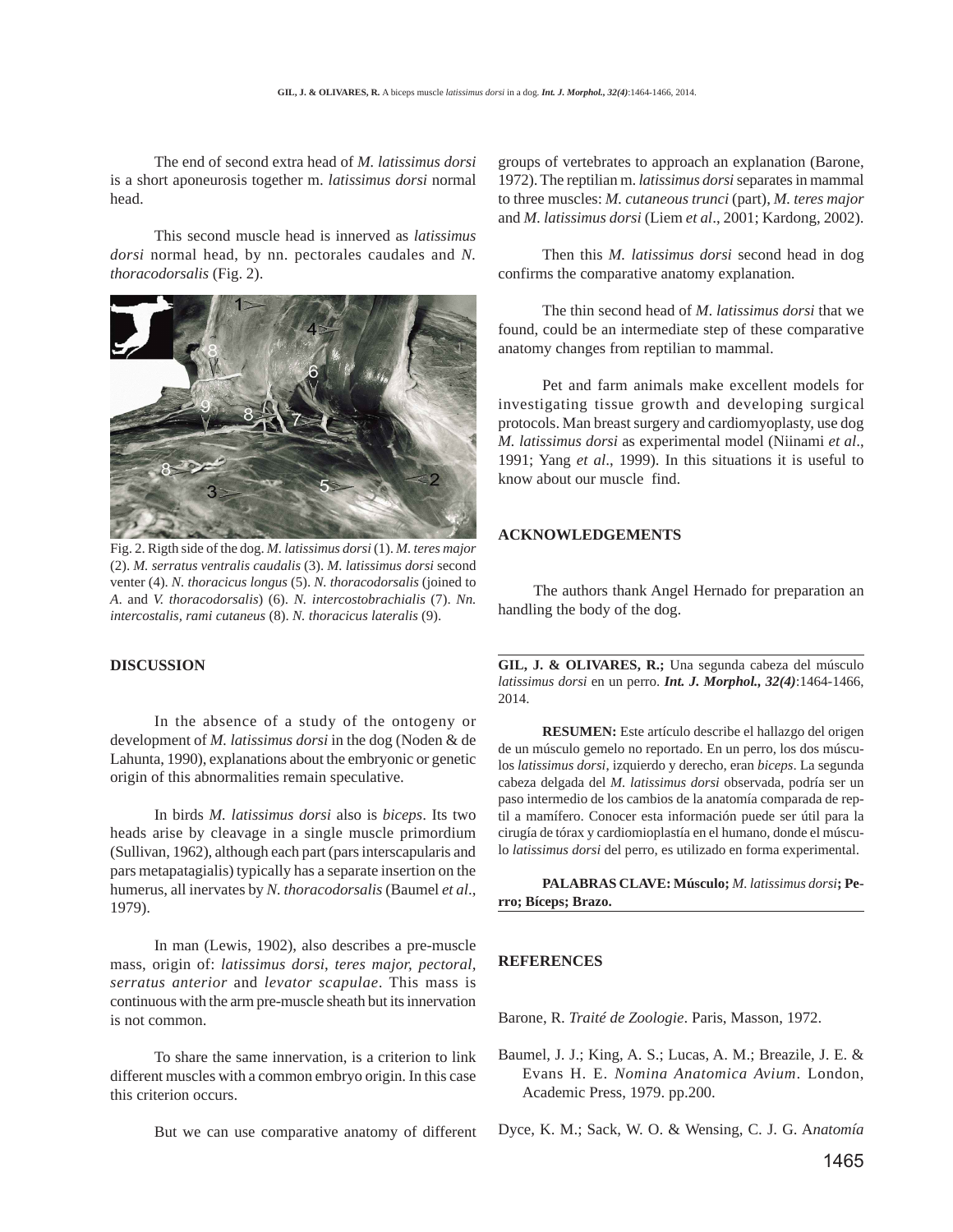The end of second extra head of *M. latissimus dorsi* is a short aponeurosis together m. *latissimus dorsi* normal head.

This second muscle head is innerved as *latissimus dorsi* normal head, by nn. pectorales caudales and *N. thoracodorsalis* (Fig. 2).

Fig. 2. Rigth side of the dog. *M. latissimus dorsi* (1). *M. teres major* (2). *M. serratus ventralis caudalis* (3). *M. latissimus dorsi* second venter (4). *N. thoracicus longus* (5). *N. thoracodorsalis* (joined to *A.* and *V. thoracodorsalis*) (6). *N. intercostobrachialis* (7). *Nn. intercostalis, rami cutaneus* (8). *N. thoracicus lateralis* (9).

**DISCUSSION**

In the absence of a study of the ontogeny or development of *M. latissimus dorsi* in the dog (Noden & de Lahunta, 1990), explanations about the embryonic or genetic origin of this abnormalities remain speculative.

In birds *M. latissimus dorsi* also is *biceps*. Its two heads arise by cleavage in a single muscle primordium (Sullivan, 1962), although each part (pars interscapularis and pars metapatagialis) typically has a separate insertion on the humerus, all inervates by *N. thoracodorsalis* (Baumel *et al*., 1979).

In man (Lewis, 1902), also describes a pre-muscle mass, origin of: *latissimus dorsi*, *teres major, pectoral, serratus anterior* and *levator scapulae*. This mass is continuous with the arm pre-muscle sheath but its innervation is not common.

To share the same innervation, is a criterion to link different muscles with a common embryo origin. In this case this criterion occurs.

But we can use comparative anatomy of different groups of vertebrates to approach an explanation (Barone, 1972). The reptilian m. *latissimus dorsi* separates in mammal to three muscles: *M. cutaneous trunci* (part), *M. teres major* and *M. latissimus dorsi* (Liem *et al*., 2001; Kardong, 2002).

Then this *M. latissimus dorsi* second head in dog confirms the comparative anatomy explanation.

The thin second head of *M. latissimus dorsi* that we found, could be an intermediate step of these comparative anatomy changes from reptilian to mammal.

Pet and farm animals make excellent models for investigating tissue growth and developing surgical protocols. Man breast surgery and cardiomyoplasty, use dog *M. latissimus dorsi* as experimental model (Niinami *et al*., 1991; Yang *et al*., 1999). In this situations it is useful to know about our muscle find.

**ACKNOWLEDGEMENTS**

The authors thank Angel Hernado for preparation an handling the body of the dog.

---

**GIL, J. & OLIVARES, R.;** Una segunda cabeza del músculo *latissimus dorsi* en un perro. ***Int. J. Morphol., 32(4)***:1464-1466, 2014.

**RESUMEN:** Este artículo describe el hallazgo del origen de un músculo gemelo no reportado. En un perro, los dos músculos *latissimus dorsi*, izquierdo y derecho, eran *biceps*. La segunda cabeza delgada del *M. latissimus dorsi* observada, podría ser un paso intermedio de los cambios de la anatomía comparada de reptil a mamífero. Conocer esta información puede ser útil para la cirugía de tórax y cardiomioplastía en el humano, donde el músculo *latissimus dorsi* del perro, es utilizado en forma experimental.

**PALABRAS CLAVE: Músculo;** *M. latissimus dorsi***; Perro; Bíceps; Brazo.**

---

**REFERENCES**

Barone, R. *Traité de Zoologie*. Paris, Masson, 1972.

Baumel, J. J.; King, A. S.; Lucas, A. M.; Breazile, J. E. & Evans H. E. *Nomina Anatomica Avium*. London, Academic Press, 1979. pp.200.

Dyce, K. M.; Sack, W. O. & Wensing, C. J. G. A*natomía*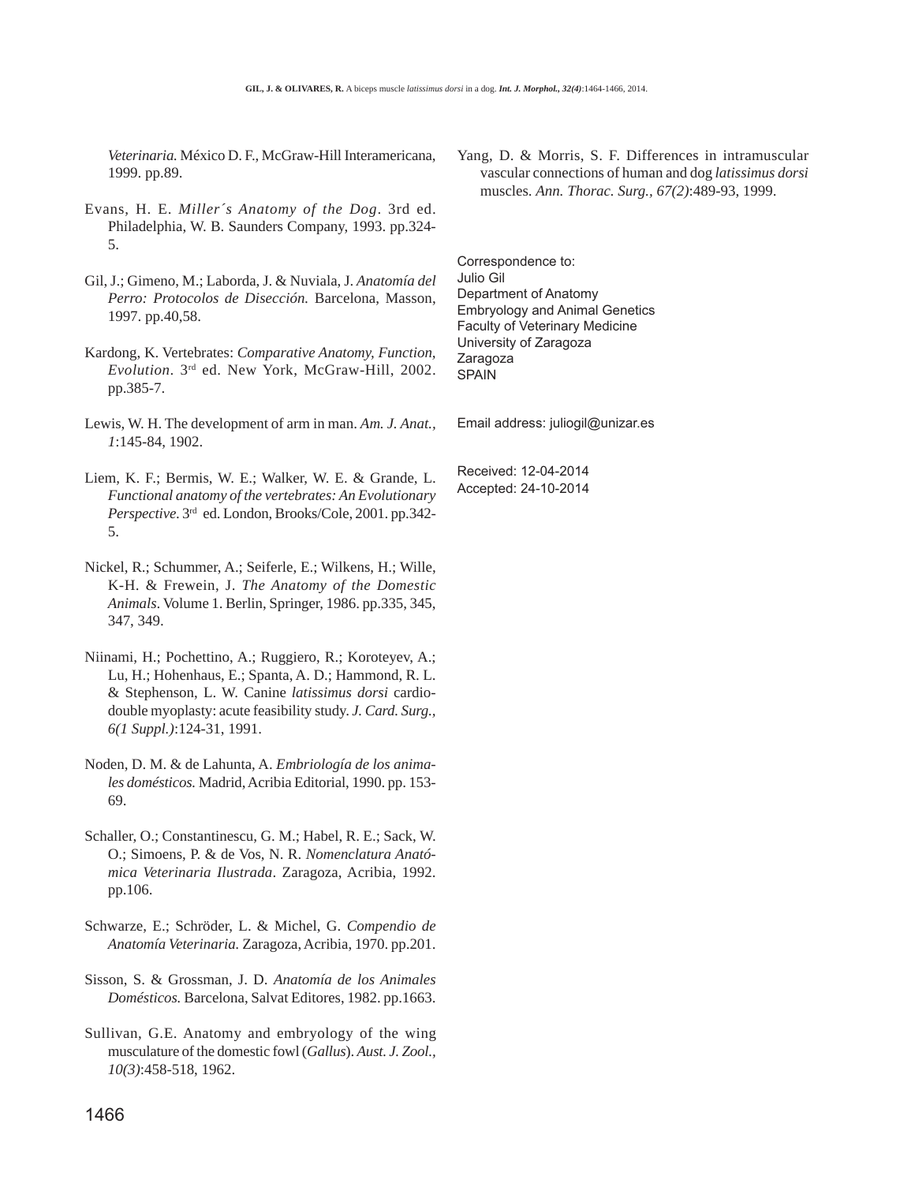*Veterinaria.* México D. F., McGraw-Hill Interamericana, 1999. pp.89.

Evans, H. E. *Miller´s Anatomy of the Dog*. 3rd ed. Philadelphia, W. B. Saunders Company, 1993. pp.324-5.

Gil, J.; Gimeno, M.; Laborda, J. & Nuviala, J. *Anatomía del Perro: Protocolos de Disección.* Barcelona, Masson, 1997. pp.40,58.

Kardong, K. Vertebrates: *Comparative Anatomy, Function, Evolution*. 3rd ed. New York, McGraw-Hill, 2002. pp.385-7.

Lewis, W. H. The development of arm in man. *Am. J. Anat., 1*:145-84, 1902.

Liem, K. F.; Bermis, W. E.; Walker, W. E. & Grande, L. *Functional anatomy of the vertebrates: An Evolutionary Perspective.* 3rd ed. London, Brooks/Cole, 2001. pp.342-5.

Nickel, R.; Schummer, A.; Seiferle, E.; Wilkens, H.; Wille, K-H. & Frewein, J. *The Anatomy of the Domestic Animals*. Volume 1. Berlin, Springer, 1986. pp.335, 345, 347, 349.

Niinami, H.; Pochettino, A.; Ruggiero, R.; Koroteyev, A.; Lu, H.; Hohenhaus, E.; Spanta, A. D.; Hammond, R. L. & Stephenson, L. W. Canine *latissimus dorsi* cardio-double myoplasty: acute feasibility study. *J. Card. Surg., 6(1 Suppl.)*:124-31, 1991.

Noden, D. M. & de Lahunta, A. *Embriología de los animales domésticos.* Madrid, Acribia Editorial, 1990. pp. 153-69.

Schaller, O.; Constantinescu, G. M.; Habel, R. E.; Sack, W. O.; Simoens, P. & de Vos, N. R. *Nomenclatura Anatómica Veterinaria Ilustrada*. Zaragoza, Acribia, 1992. pp.106.

Schwarze, E.; Schröder, L. & Michel, G. *Compendio de Anatomía Veterinaria.* Zaragoza, Acribia, 1970. pp.201.

Sisson, S. & Grossman, J. D. *Anatomía de los Animales Domésticos.* Barcelona, Salvat Editores, 1982. pp.1663.

Sullivan, G.E. Anatomy and embryology of the wing musculature of the domestic fowl (*Gallus*). *Aust. J. Zool., 10(3)*:458-518, 1962.

Yang, D. & Morris, S. F. Differences in intramuscular vascular connections of human and dog *latissimus dorsi* muscles. *Ann. Thorac. Surg., 67(2)*:489-93, 1999.

Correspondence to:
Julio Gil
Department of Anatomy
Embryology and Animal Genetics
Faculty of Veterinary Medicine
University of Zaragoza
Zaragoza
SPAIN

Email address: juliogil@unizar.es

Received: 12-04-2014
Accepted: 24-10-2014